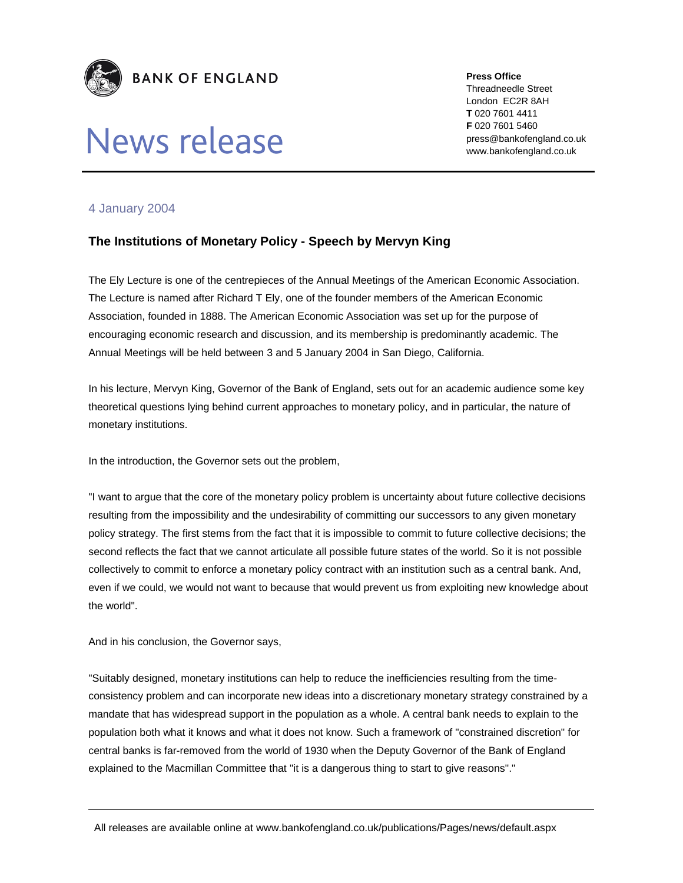**BANK OF ENGLAND**

# News release

**Press Office**
Threadneedle Street
London EC2R 8AH
**T** 020 7601 4411
**F** 020 7601 5460
press@bankofengland.co.uk
www.bankofengland.co.uk

4 January 2004

## The Institutions of Monetary Policy - Speech by Mervyn King

The Ely Lecture is one of the centrepieces of the Annual Meetings of the American Economic Association. The Lecture is named after Richard T Ely, one of the founder members of the American Economic Association, founded in 1888. The American Economic Association was set up for the purpose of encouraging economic research and discussion, and its membership is predominantly academic. The Annual Meetings will be held between 3 and 5 January 2004 in San Diego, California.

In his lecture, Mervyn King, Governor of the Bank of England, sets out for an academic audience some key theoretical questions lying behind current approaches to monetary policy, and in particular, the nature of monetary institutions.

In the introduction, the Governor sets out the problem,

"I want to argue that the core of the monetary policy problem is uncertainty about future collective decisions resulting from the impossibility and the undesirability of committing our successors to any given monetary policy strategy. The first stems from the fact that it is impossible to commit to future collective decisions; the second reflects the fact that we cannot articulate all possible future states of the world. So it is not possible collectively to commit to enforce a monetary policy contract with an institution such as a central bank. And, even if we could, we would not want to because that would prevent us from exploiting new knowledge about the world".

And in his conclusion, the Governor says,

"Suitably designed, monetary institutions can help to reduce the inefficiencies resulting from the time-consistency problem and can incorporate new ideas into a discretionary monetary strategy constrained by a mandate that has widespread support in the population as a whole. A central bank needs to explain to the population both what it knows and what it does not know. Such a framework of "constrained discretion" for central banks is far-removed from the world of 1930 when the Deputy Governor of the Bank of England explained to the Macmillan Committee that "it is a dangerous thing to start to give reasons"."

All releases are available online at www.bankofengland.co.uk/publications/Pages/news/default.aspx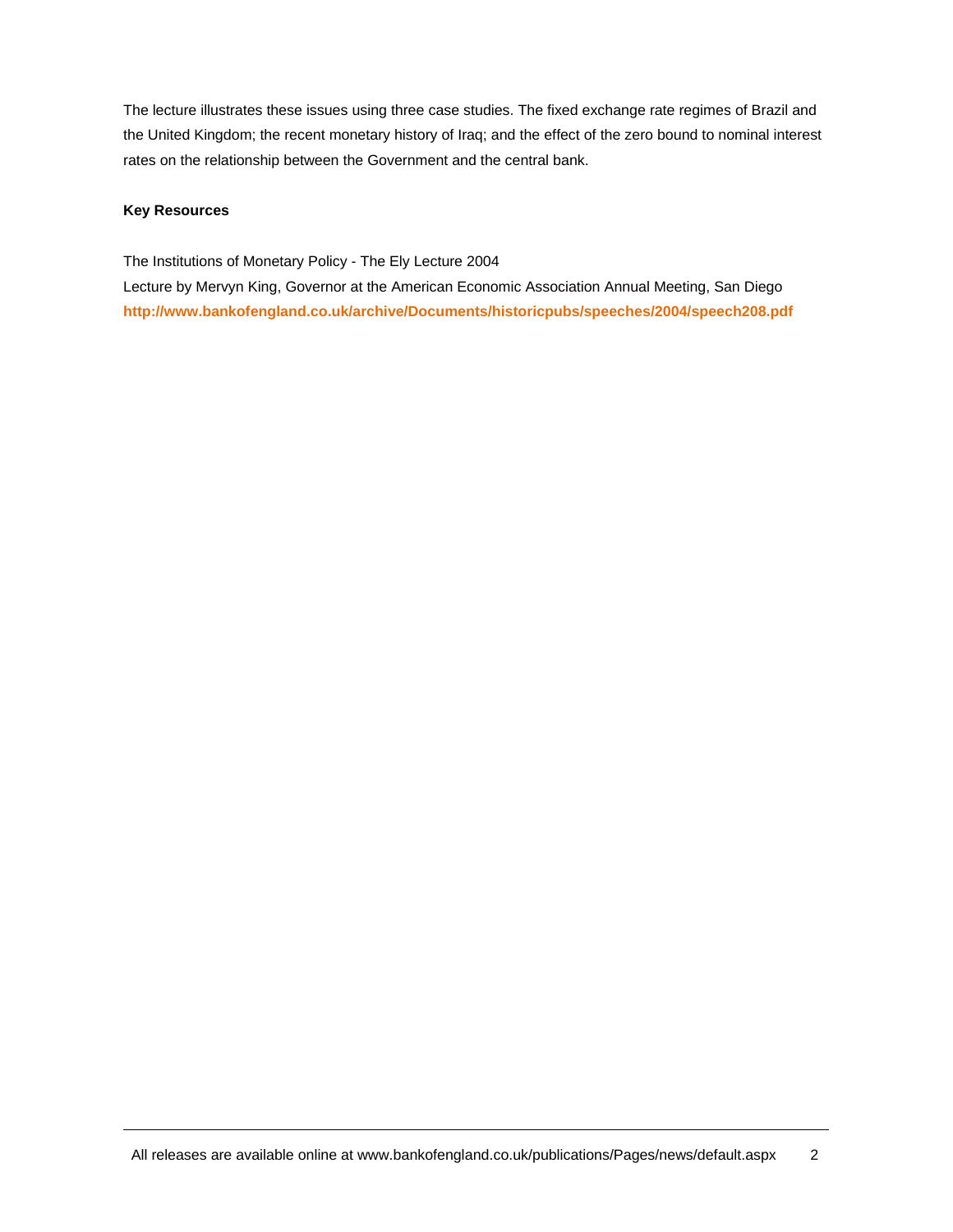The lecture illustrates these issues using three case studies. The fixed exchange rate regimes of Brazil and the United Kingdom; the recent monetary history of Iraq; and the effect of the zero bound to nominal interest rates on the relationship between the Government and the central bank.

**Key Resources**

The Institutions of Monetary Policy - The Ely Lecture 2004
Lecture by Mervyn King, Governor at the American Economic Association Annual Meeting, San Diego
**http://www.bankofengland.co.uk/archive/Documents/historicpubs/speeches/2004/speech208.pdf**